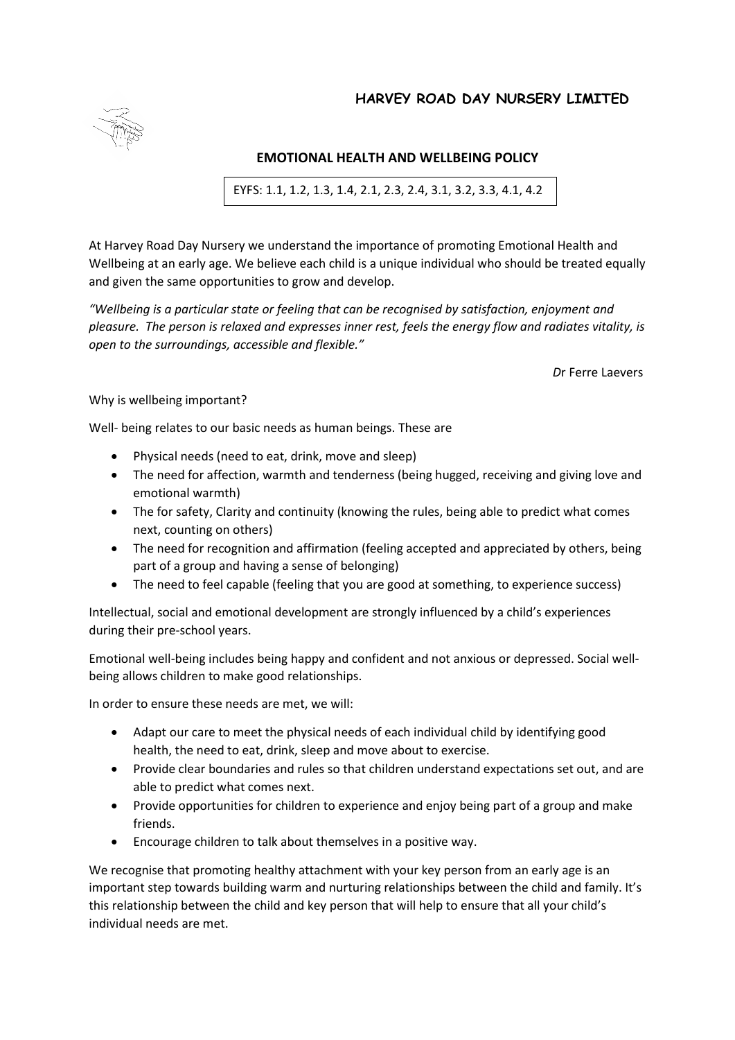**HARVEY ROAD DAY NURSERY LIMITED**

## EMOTIONAL HEALTH AND WELLBEING POLICY

EYFS: 1.1, 1.2, 1.3, 1.4, 2.1, 2.3, 2.4, 3.1, 3.2, 3.3, 4.1, 4.2

At Harvey Road Day Nursery we understand the importance of promoting Emotional Health and Wellbeing at an early age. We believe each child is a unique individual who should be treated equally and given the same opportunities to grow and develop.

*"Wellbeing is a particular state or feeling that can be recognised by satisfaction, enjoyment and pleasure. The person is relaxed and expresses inner rest, feels the energy flow and radiates vitality, is open to the surroundings, accessible and flexible."*

*D*r Ferre Laevers

Why is wellbeing important?

Well- being relates to our basic needs as human beings. These are

- Physical needs (need to eat, drink, move and sleep)
- The need for affection, warmth and tenderness (being hugged, receiving and giving love and emotional warmth)
- The for safety, Clarity and continuity (knowing the rules, being able to predict what comes next, counting on others)
- The need for recognition and affirmation (feeling accepted and appreciated by others, being part of a group and having a sense of belonging)
- The need to feel capable (feeling that you are good at something, to experience success)

Intellectual, social and emotional development are strongly influenced by a child's experiences during their pre-school years.

Emotional well-being includes being happy and confident and not anxious or depressed. Social well-being allows children to make good relationships.

In order to ensure these needs are met, we will:

- Adapt our care to meet the physical needs of each individual child by identifying good health, the need to eat, drink, sleep and move about to exercise.
- Provide clear boundaries and rules so that children understand expectations set out, and are able to predict what comes next.
- Provide opportunities for children to experience and enjoy being part of a group and make friends.
- Encourage children to talk about themselves in a positive way.

We recognise that promoting healthy attachment with your key person from an early age is an important step towards building warm and nurturing relationships between the child and family. It's this relationship between the child and key person that will help to ensure that all your child's individual needs are met.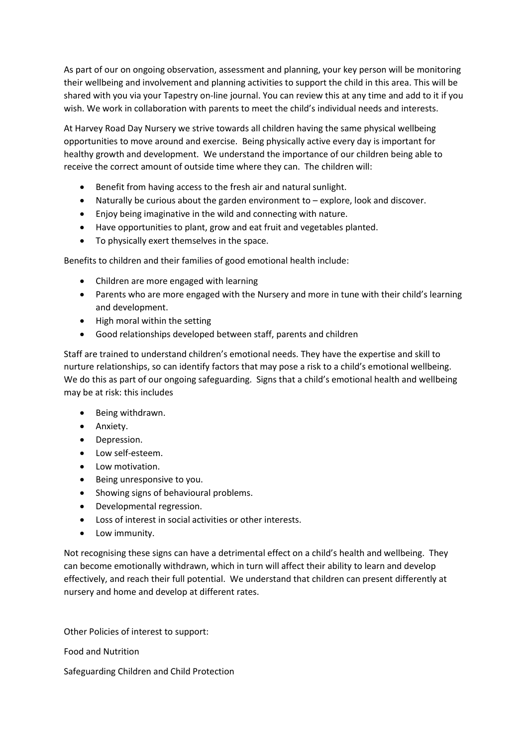As part of our on ongoing observation, assessment and planning, your key person will be monitoring their wellbeing and involvement and planning activities to support the child in this area. This will be shared with you via your Tapestry on-line journal. You can review this at any time and add to it if you wish. We work in collaboration with parents to meet the child's individual needs and interests.

At Harvey Road Day Nursery we strive towards all children having the same physical wellbeing opportunities to move around and exercise. Being physically active every day is important for healthy growth and development. We understand the importance of our children being able to receive the correct amount of outside time where they can. The children will:

- Benefit from having access to the fresh air and natural sunlight.
- Naturally be curious about the garden environment to – explore, look and discover.
- Enjoy being imaginative in the wild and connecting with nature.
- Have opportunities to plant, grow and eat fruit and vegetables planted.
- To physically exert themselves in the space.

Benefits to children and their families of good emotional health include:

- Children are more engaged with learning
- Parents who are more engaged with the Nursery and more in tune with their child's learning and development.
- High moral within the setting
- Good relationships developed between staff, parents and children

Staff are trained to understand children's emotional needs. They have the expertise and skill to nurture relationships, so can identify factors that may pose a risk to a child's emotional wellbeing. We do this as part of our ongoing safeguarding. Signs that a child's emotional health and wellbeing may be at risk: this includes

- Being withdrawn.
- Anxiety.
- Depression.
- Low self-esteem.
- Low motivation.
- Being unresponsive to you.
- Showing signs of behavioural problems.
- Developmental regression.
- Loss of interest in social activities or other interests.
- Low immunity.

Not recognising these signs can have a detrimental effect on a child's health and wellbeing. They can become emotionally withdrawn, which in turn will affect their ability to learn and develop effectively, and reach their full potential. We understand that children can present differently at nursery and home and develop at different rates.

Other Policies of interest to support:

Food and Nutrition

Safeguarding Children and Child Protection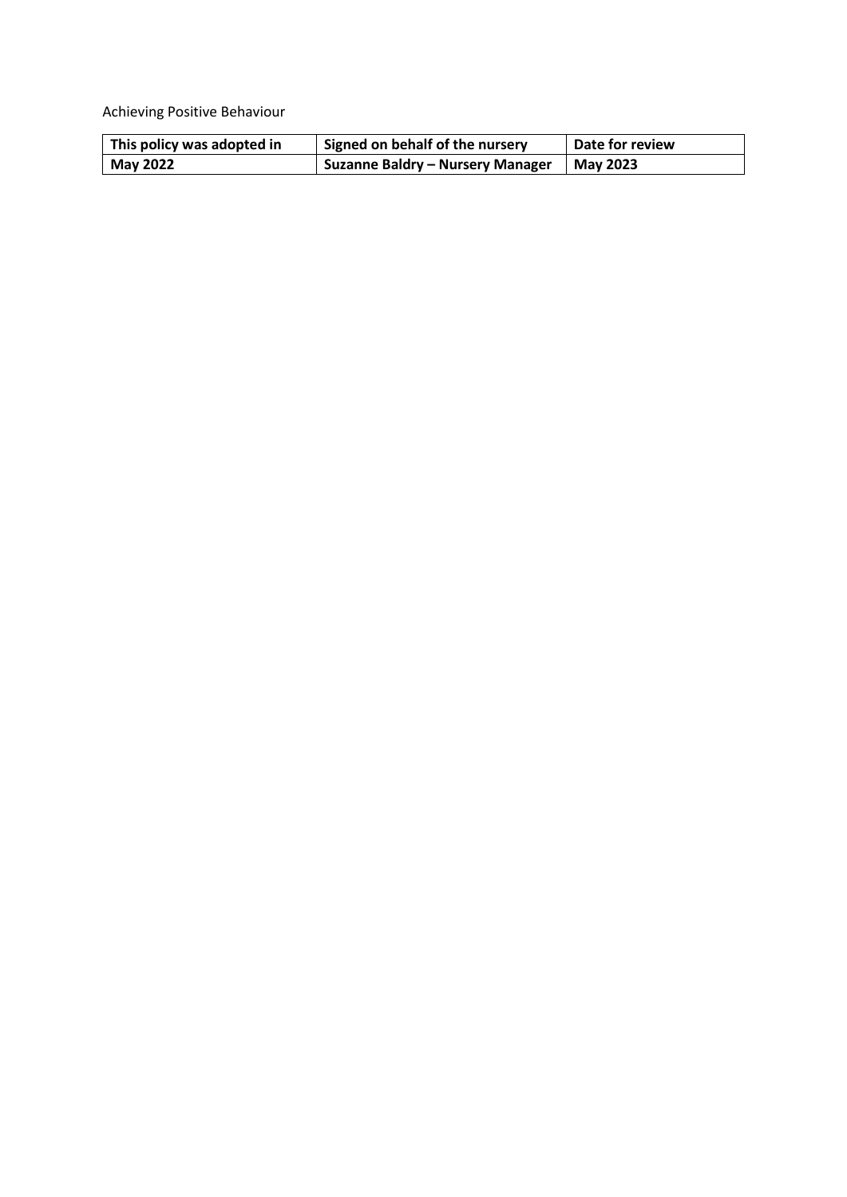Achieving Positive Behaviour

| This policy was adopted in | Signed on behalf of the nursery | Date for review |
|---|---|---|
| **May 2022** | **Suzanne Baldry – Nursery Manager** | **May 2023** |